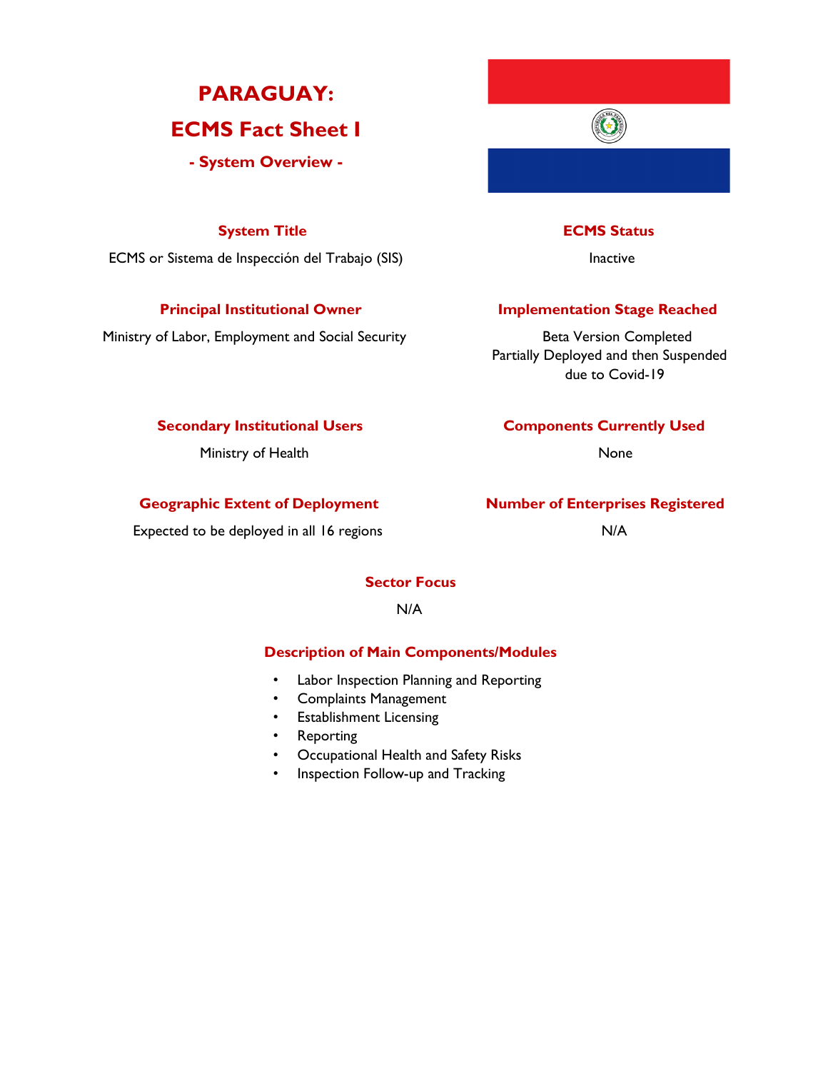# PARAGUAY:
# ECMS Fact Sheet I
## - System Overview -

### System Title
ECMS or Sistema de Inspección del Trabajo (SIS)

### ECMS Status
Inactive

### Principal Institutional Owner
Ministry of Labor, Employment and Social Security

### Implementation Stage Reached
Beta Version Completed
Partially Deployed and then Suspended due to Covid-19

### Secondary Institutional Users
Ministry of Health

### Components Currently Used
None

### Geographic Extent of Deployment
Expected to be deployed in all 16 regions

### Number of Enterprises Registered
N/A

### Sector Focus
N/A

### Description of Main Components/Modules
- Labor Inspection Planning and Reporting
- Complaints Management
- Establishment Licensing
- Reporting
- Occupational Health and Safety Risks
- Inspection Follow-up and Tracking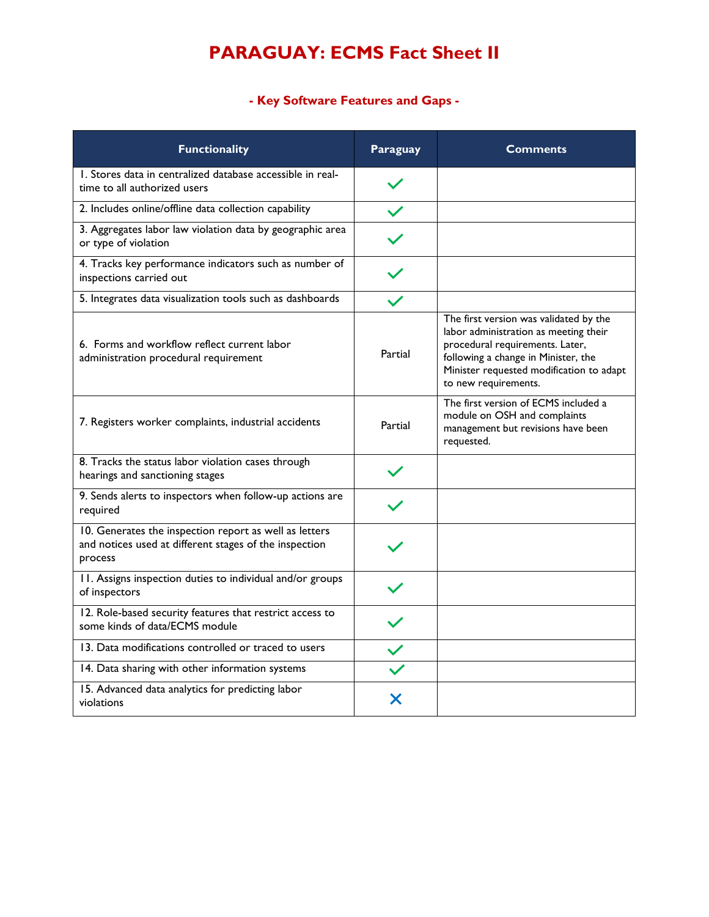# PARAGUAY: ECMS Fact Sheet II

### - Key Software Features and Gaps -

| Functionality | Paraguay | Comments |
| --- | --- | --- |
| 1. Stores data in centralized database accessible in real-time to all authorized users | ✓ | |
| 2. Includes online/offline data collection capability | ✓ | |
| 3. Aggregates labor law violation data by geographic area or type of violation | ✓ | |
| 4. Tracks key performance indicators such as number of inspections carried out | ✓ | |
| 5. Integrates data visualization tools such as dashboards | ✓ | |
| 6. Forms and workflow reflect current labor administration procedural requirement | Partial | The first version was validated by the labor administration as meeting their procedural requirements. Later, following a change in Minister, the Minister requested modification to adapt to new requirements. |
| 7. Registers worker complaints, industrial accidents | Partial | The first version of ECMS included a module on OSH and complaints management but revisions have been requested. |
| 8. Tracks the status labor violation cases through hearings and sanctioning stages | ✓ | |
| 9. Sends alerts to inspectors when follow-up actions are required | ✓ | |
| 10. Generates the inspection report as well as letters and notices used at different stages of the inspection process | ✓ | |
| 11. Assigns inspection duties to individual and/or groups of inspectors | ✓ | |
| 12. Role-based security features that restrict access to some kinds of data/ECMS module | ✓ | |
| 13. Data modifications controlled or traced to users | ✓ | |
| 14. Data sharing with other information systems | ✓ | |
| 15. Advanced data analytics for predicting labor violations | ✗ | |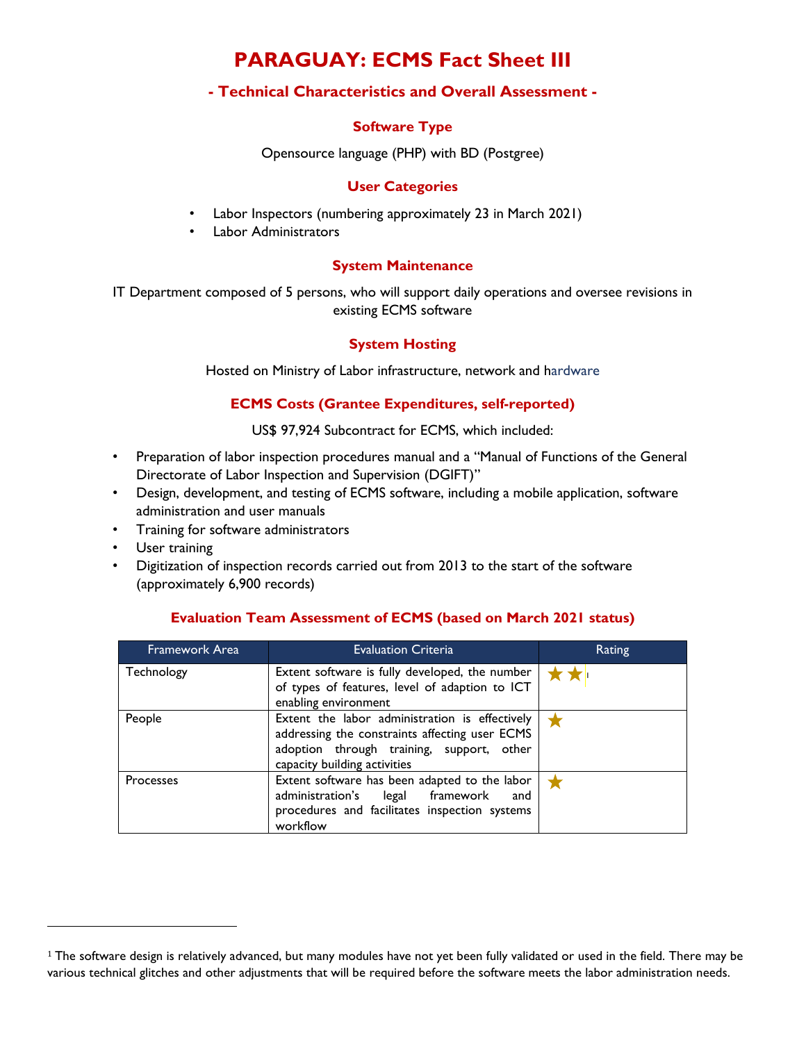# PARAGUAY: ECMS Fact Sheet III

## - Technical Characteristics and Overall Assessment -

### Software Type

Opensource language (PHP) with BD (Postgree)

### User Categories

- Labor Inspectors (numbering approximately 23 in March 2021)
- Labor Administrators

### System Maintenance

IT Department composed of 5 persons, who will support daily operations and oversee revisions in existing ECMS software

### System Hosting

Hosted on Ministry of Labor infrastructure, network and hardware

### ECMS Costs (Grantee Expenditures, self-reported)

US$ 97,924 Subcontract for ECMS, which included:

- Preparation of labor inspection procedures manual and a "Manual of Functions of the General Directorate of Labor Inspection and Supervision (DGIFT)"
- Design, development, and testing of ECMS software, including a mobile application, software administration and user manuals
- Training for software administrators
- User training
- Digitization of inspection records carried out from 2013 to the start of the software (approximately 6,900 records)

### Evaluation Team Assessment of ECMS (based on March 2021 status)

| Framework Area | Evaluation Criteria | Rating |
|---|---|---|
| Technology | Extent software is fully developed, the number of types of features, level of adaption to ICT enabling environment | ★★[1] |
| People | Extent the labor administration is effectively addressing the constraints affecting user ECMS adoption through training, support, other capacity building activities | ★ |
| Processes | Extent software has been adapted to the labor administration's legal framework and procedures and facilitates inspection systems workflow | ★ |

[1] The software design is relatively advanced, but many modules have not yet been fully validated or used in the field. There may be various technical glitches and other adjustments that will be required before the software meets the labor administration needs.